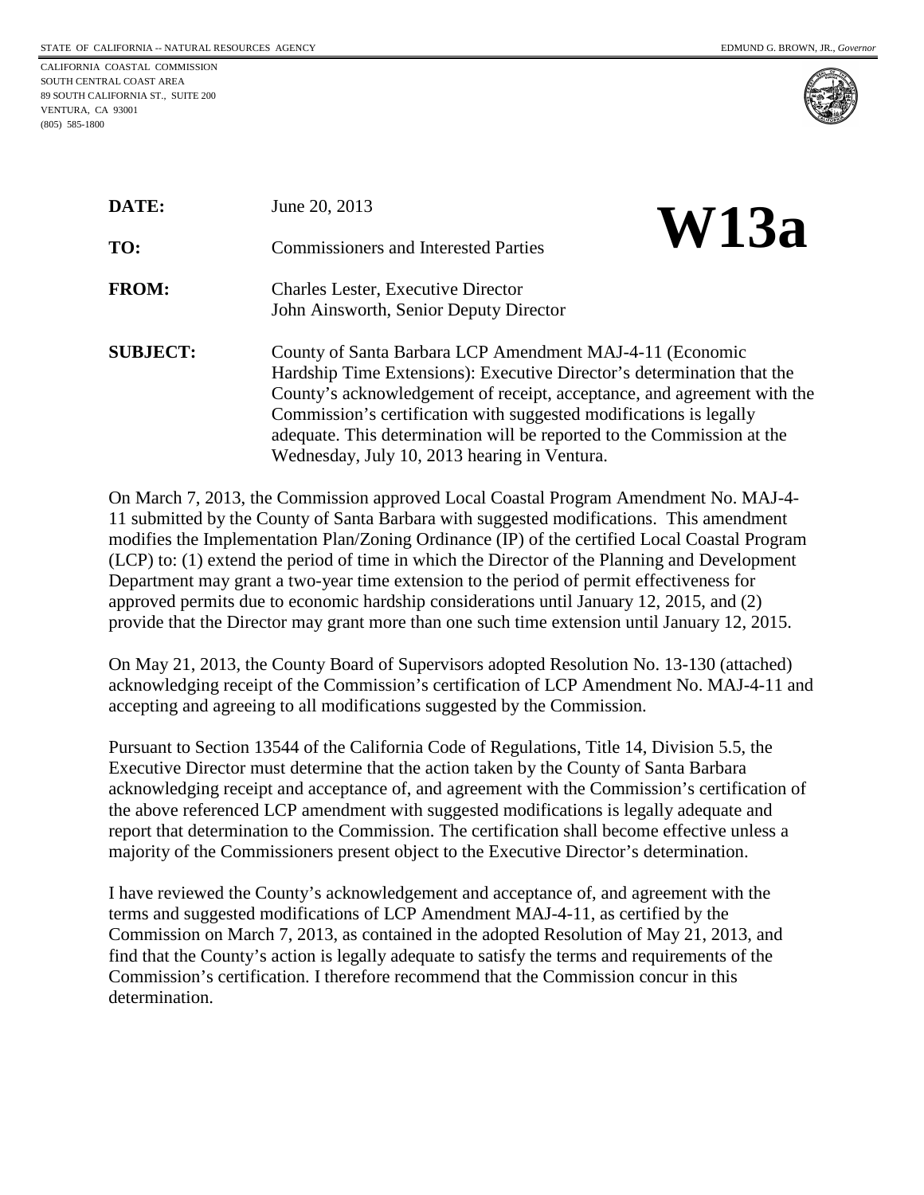STATE OF CALIFORNIA -- NATURAL RESOURCES AGENCY

EDMUND G. BROWN, JR., *Governor*

CALIFORNIA COASTAL COMMISSION
SOUTH CENTRAL COAST AREA
89 SOUTH CALIFORNIA ST., SUITE 200
VENTURA, CA 93001
(805) 585-1800

# W13a

**DATE:** June 20, 2013

**TO:** Commissioners and Interested Parties

**FROM:** Charles Lester, Executive Director
John Ainsworth, Senior Deputy Director

**SUBJECT:** County of Santa Barbara LCP Amendment MAJ-4-11 (Economic Hardship Time Extensions): Executive Director's determination that the County's acknowledgement of receipt, acceptance, and agreement with the Commission's certification with suggested modifications is legally adequate. This determination will be reported to the Commission at the Wednesday, July 10, 2013 hearing in Ventura.

On March 7, 2013, the Commission approved Local Coastal Program Amendment No. MAJ-4-11 submitted by the County of Santa Barbara with suggested modifications. This amendment modifies the Implementation Plan/Zoning Ordinance (IP) of the certified Local Coastal Program (LCP) to: (1) extend the period of time in which the Director of the Planning and Development Department may grant a two-year time extension to the period of permit effectiveness for approved permits due to economic hardship considerations until January 12, 2015, and (2) provide that the Director may grant more than one such time extension until January 12, 2015.

On May 21, 2013, the County Board of Supervisors adopted Resolution No. 13-130 (attached) acknowledging receipt of the Commission's certification of LCP Amendment No. MAJ-4-11 and accepting and agreeing to all modifications suggested by the Commission.

Pursuant to Section 13544 of the California Code of Regulations, Title 14, Division 5.5, the Executive Director must determine that the action taken by the County of Santa Barbara acknowledging receipt and acceptance of, and agreement with the Commission's certification of the above referenced LCP amendment with suggested modifications is legally adequate and report that determination to the Commission. The certification shall become effective unless a majority of the Commissioners present object to the Executive Director's determination.

I have reviewed the County's acknowledgement and acceptance of, and agreement with the terms and suggested modifications of LCP Amendment MAJ-4-11, as certified by the Commission on March 7, 2013, as contained in the adopted Resolution of May 21, 2013, and find that the County's action is legally adequate to satisfy the terms and requirements of the Commission's certification. I therefore recommend that the Commission concur in this determination.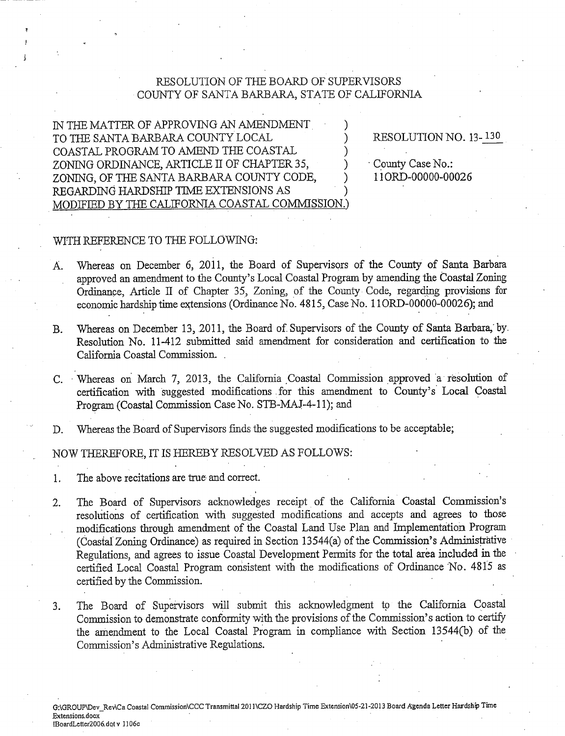# RESOLUTION OF THE BOARD OF SUPERVISORS
# COUNTY OF SANTA BARBARA, STATE OF CALIFORNIA

IN THE MATTER OF APPROVING AN AMENDMENT TO THE SANTA BARBARA COUNTY LOCAL COASTAL PROGRAM TO AMEND THE COASTAL ZONING ORDINANCE, ARTICLE II OF CHAPTER 35, ZONING, OF THE SANTA BARBARA COUNTY CODE, REGARDING HARDSHIP TIME EXTENSIONS AS MODIFIED BY THE CALIFORNIA COASTAL COMMISSION.

RESOLUTION NO. 13-130

County Case No.:
11ORD-00000-00026

WITH REFERENCE TO THE FOLLOWING:

A. Whereas on December 6, 2011, the Board of Supervisors of the County of Santa Barbara approved an amendment to the County's Local Coastal Program by amending the Coastal Zoning Ordinance, Article II of Chapter 35, Zoning, of the County Code, regarding provisions for economic hardship time extensions (Ordinance No. 4815, Case No. 11ORD-00000-00026); and

B. Whereas on December 13, 2011, the Board of Supervisors of the County of Santa Barbara, by Resolution No. 11-412 submitted said amendment for consideration and certification to the California Coastal Commission.

C. Whereas on March 7, 2013, the California Coastal Commission approved a resolution of certification with suggested modifications for this amendment to County's Local Coastal Program (Coastal Commission Case No. STB-MAJ-4-11); and

D. Whereas the Board of Supervisors finds the suggested modifications to be acceptable;

NOW THEREFORE, IT IS HEREBY RESOLVED AS FOLLOWS:

1. The above recitations are true and correct.

2. The Board of Supervisors acknowledges receipt of the California Coastal Commission's resolutions of certification with suggested modifications and accepts and agrees to those modifications through amendment of the Coastal Land Use Plan and Implementation Program (Coastal Zoning Ordinance) as required in Section 13544(a) of the Commission's Administrative Regulations, and agrees to issue Coastal Development Permits for the total area included in the certified Local Coastal Program consistent with the modifications of Ordinance No. 4815 as certified by the Commission.

3. The Board of Supervisors will submit this acknowledgment to the California Coastal Commission to demonstrate conformity with the provisions of the Commission's action to certify the amendment to the Local Coastal Program in compliance with Section 13544(b) of the Commission's Administrative Regulations.

G:\GROUP\Dev_Rev\Ca Coastal Commission\CCC Transmittal 2011\CZO Hardship Time Extension\05-21-2013 Board Agenda Letter Hardship Time Extensions.docx
!BoardLetter2006.dot v 1106c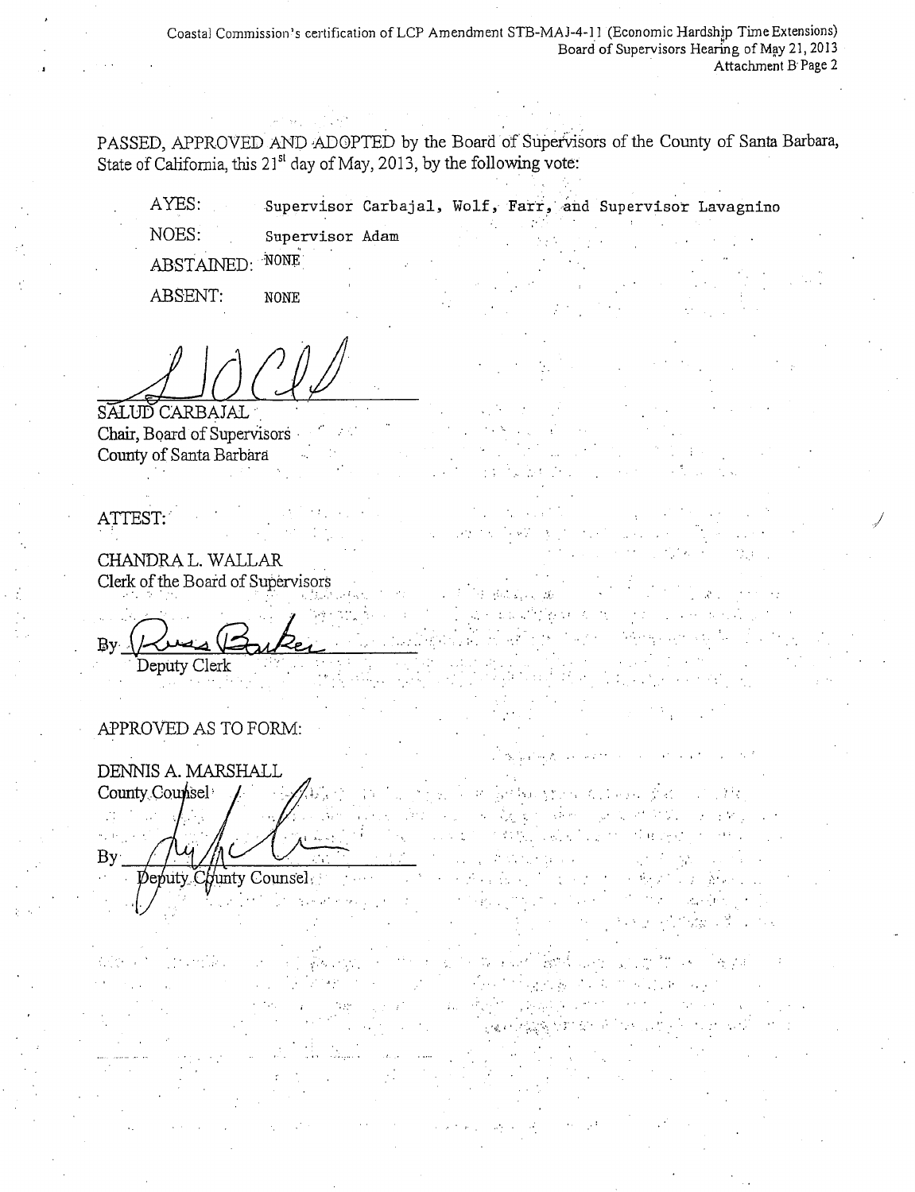PASSED, APPROVED AND ADOPTED by the Board of Supervisors of the County of Santa Barbara, State of California, this 21st day of May, 2013, by the following vote:

AYES: Supervisor Carbajal, Wolf, Farr, and Supervisor Lavagnino

NOES: Supervisor Adam

ABSTAINED: NONE

ABSENT: NONE

SALUD CARBAJAL
Chair, Board of Supervisors
County of Santa Barbara

ATTEST:

CHANDRA L. WALLAR
Clerk of the Board of Supervisors

By ______________________
Deputy Clerk

APPROVED AS TO FORM:

DENNIS A. MARSHALL
County Counsel

By ______________________
Deputy County Counsel